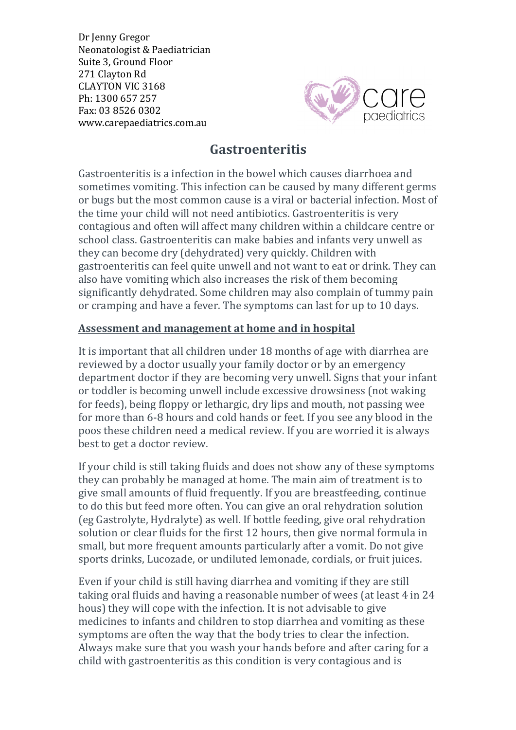Dr Jenny Gregor
Neonatologist & Paediatrician
Suite 3, Ground Floor
271 Clayton Rd
CLAYTON VIC 3168
Ph: 1300 657 257
Fax: 03 8526 0302
www.carepaediatrics.com.au

care paediatrics

# Gastroenteritis

Gastroenteritis is a infection in the bowel which causes diarrhoea and sometimes vomiting. This infection can be caused by many different germs or bugs but the most common cause is a viral or bacterial infection. Most of the time your child will not need antibiotics. Gastroenteritis is very contagious and often will affect many children within a childcare centre or school class. Gastroenteritis can make babies and infants very unwell as they can become dry (dehydrated) very quickly. Children with gastroenteritis can feel quite unwell and not want to eat or drink. They can also have vomiting which also increases the risk of them becoming significantly dehydrated. Some children may also complain of tummy pain or cramping and have a fever. The symptoms can last for up to 10 days.

## Assessment and management at home and in hospital

It is important that all children under 18 months of age with diarrhea are reviewed by a doctor usually your family doctor or by an emergency department doctor if they are becoming very unwell. Signs that your infant or toddler is becoming unwell include excessive drowsiness (not waking for feeds), being floppy or lethargic, dry lips and mouth, not passing wee for more than 6-8 hours and cold hands or feet. If you see any blood in the poos these children need a medical review. If you are worried it is always best to get a doctor review.

If your child is still taking fluids and does not show any of these symptoms they can probably be managed at home. The main aim of treatment is to give small amounts of fluid frequently. If you are breastfeeding, continue to do this but feed more often. You can give an oral rehydration solution (eg Gastrolyte, Hydralyte) as well. If bottle feeding, give oral rehydration solution or clear fluids for the first 12 hours, then give normal formula in small, but more frequent amounts particularly after a vomit. Do not give sports drinks, Lucozade, or undiluted lemonade, cordials, or fruit juices.

Even if your child is still having diarrhea and vomiting if they are still taking oral fluids and having a reasonable number of wees (at least 4 in 24 hous) they will cope with the infection. It is not advisable to give medicines to infants and children to stop diarrhea and vomiting as these symptoms are often the way that the body tries to clear the infection. Always make sure that you wash your hands before and after caring for a child with gastroenteritis as this condition is very contagious and is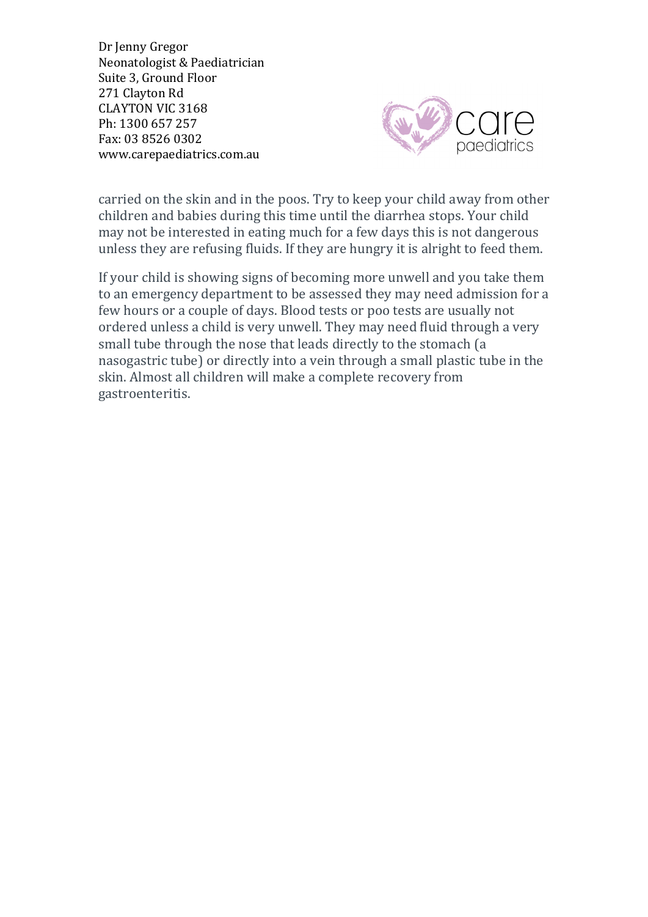carried on the skin and in the poos. Try to keep your child away from other children and babies during this time until the diarrhea stops. Your child may not be interested in eating much for a few days this is not dangerous unless they are refusing fluids. If they are hungry it is alright to feed them.

If your child is showing signs of becoming more unwell and you take them to an emergency department to be assessed they may need admission for a few hours or a couple of days. Blood tests or poo tests are usually not ordered unless a child is very unwell. They may need fluid through a very small tube through the nose that leads directly to the stomach (a nasogastric tube) or directly into a vein through a small plastic tube in the skin. Almost all children will make a complete recovery from gastroenteritis.